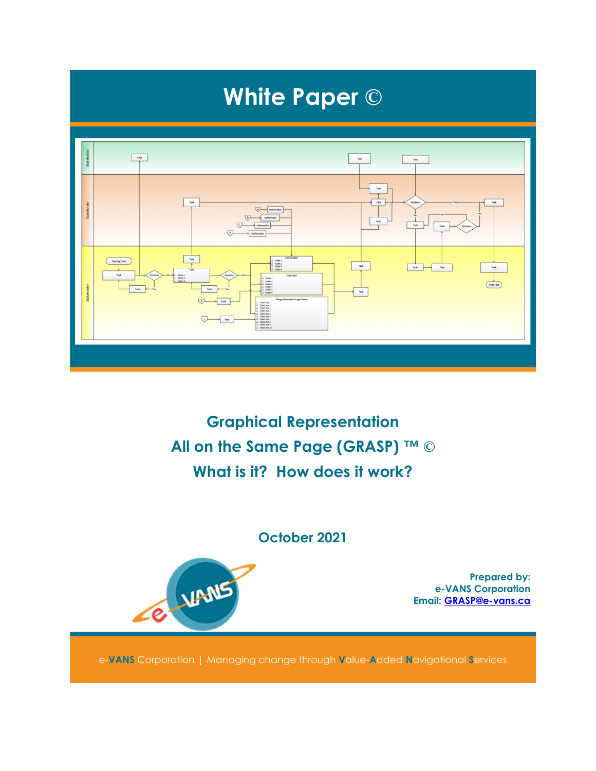# White Paper ©

## Graphical Representation
## All on the Same Page (GRASP) ™ ©
## What is it? How does it work?

**October 2021**

**Prepared by:**
**e-VANS Corporation**
**Email: GRASP@e-vans.ca**

e-**VANS** Corporation | Managing change through **V**alue-**A**dded **N**avigational **S**ervices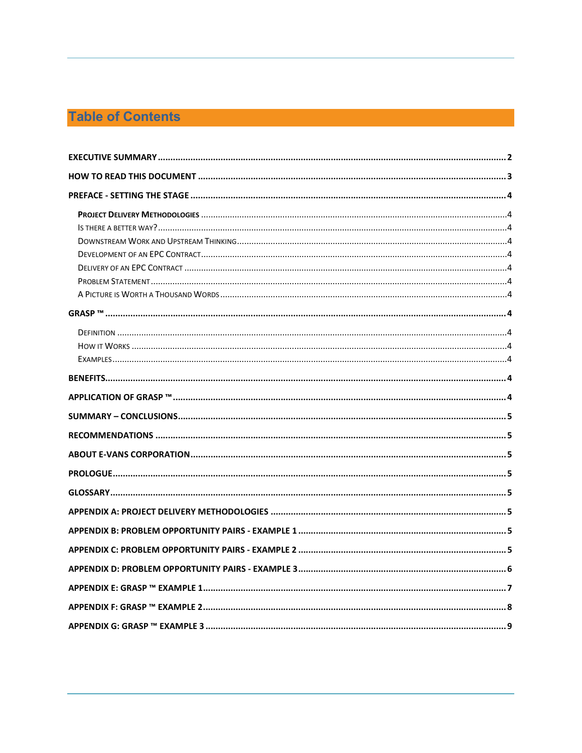# Table of Contents

EXECUTIVE SUMMARY .......... 2

HOW TO READ THIS DOCUMENT .......... 3

PREFACE - SETTING THE STAGE .......... 4

- PROJECT DELIVERY METHODOLOGIES .......... 4
- IS THERE A BETTER WAY? .......... 4
- DOWNSTREAM WORK AND UPSTREAM THINKING .......... 4
- DEVELOPMENT OF AN EPC CONTRACT .......... 4
- DELIVERY OF AN EPC CONTRACT .......... 4
- PROBLEM STATEMENT .......... 4
- A PICTURE IS WORTH A THOUSAND WORDS .......... 4

GRASP ™ .......... 4

- DEFINITION .......... 4
- HOW IT WORKS .......... 4
- EXAMPLES .......... 4

BENEFITS .......... 4

APPLICATION OF GRASP ™ .......... 4

SUMMARY – CONCLUSIONS .......... 5

RECOMMENDATIONS .......... 5

ABOUT E-VANS CORPORATION .......... 5

PROLOGUE .......... 5

GLOSSARY .......... 5

APPENDIX A: PROJECT DELIVERY METHODOLOGIES .......... 5

APPENDIX B: PROBLEM OPPORTUNITY PAIRS - EXAMPLE 1 .......... 5

APPENDIX C: PROBLEM OPPORTUNITY PAIRS - EXAMPLE 2 .......... 5

APPENDIX D: PROBLEM OPPORTUNITY PAIRS - EXAMPLE 3 .......... 6

APPENDIX E: GRASP ™ EXAMPLE 1 .......... 7

APPENDIX F: GRASP ™ EXAMPLE 2 .......... 8

APPENDIX G: GRASP ™ EXAMPLE 3 .......... 9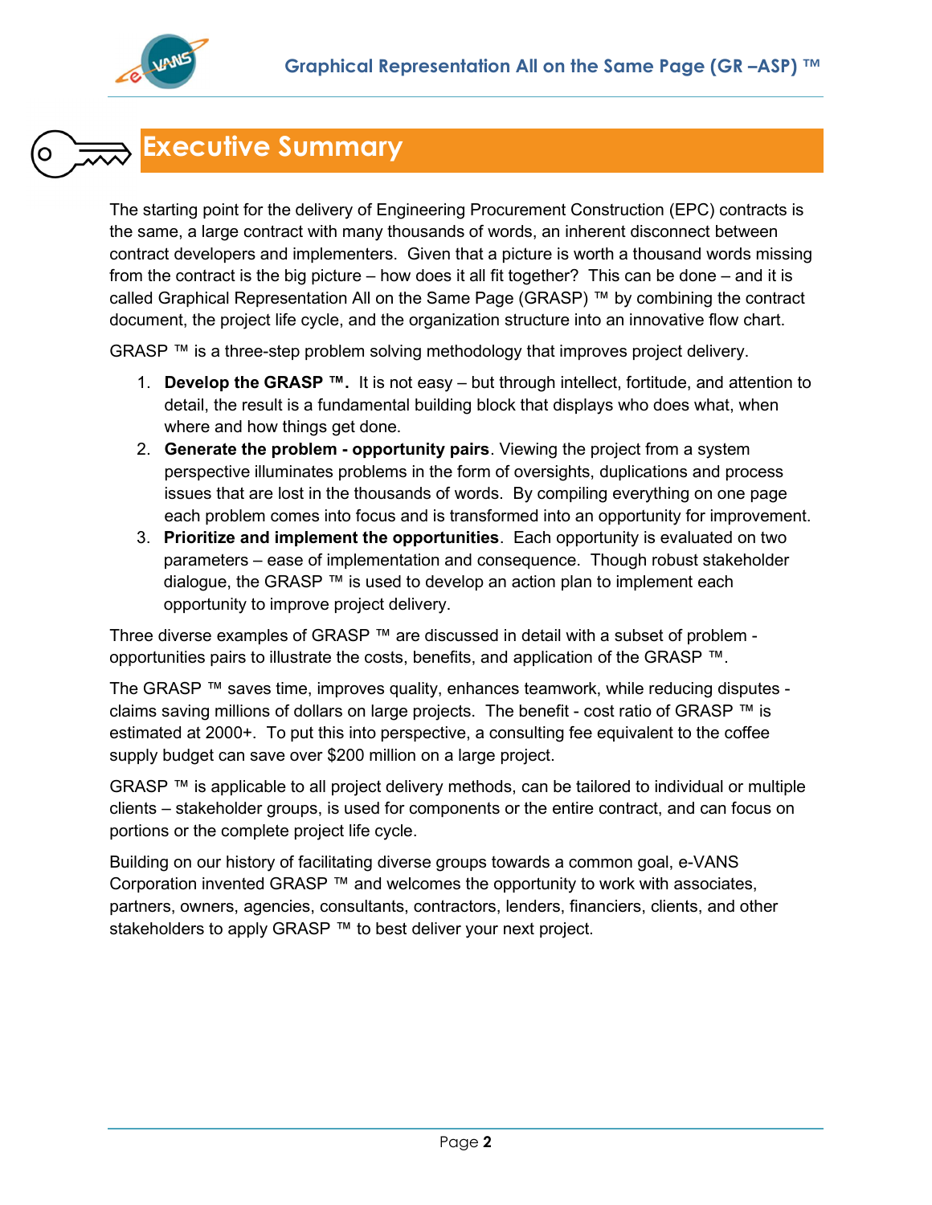# Executive Summary

The starting point for the delivery of Engineering Procurement Construction (EPC) contracts is the same, a large contract with many thousands of words, an inherent disconnect between contract developers and implementers. Given that a picture is worth a thousand words missing from the contract is the big picture – how does it all fit together? This can be done – and it is called Graphical Representation All on the Same Page (GRASP) ™ by combining the contract document, the project life cycle, and the organization structure into an innovative flow chart.

GRASP ™ is a three-step problem solving methodology that improves project delivery.

1. **Develop the GRASP ™.** It is not easy – but through intellect, fortitude, and attention to detail, the result is a fundamental building block that displays who does what, when where and how things get done.
2. **Generate the problem - opportunity pairs**. Viewing the project from a system perspective illuminates problems in the form of oversights, duplications and process issues that are lost in the thousands of words. By compiling everything on one page each problem comes into focus and is transformed into an opportunity for improvement.
3. **Prioritize and implement the opportunities**. Each opportunity is evaluated on two parameters – ease of implementation and consequence. Though robust stakeholder dialogue, the GRASP ™ is used to develop an action plan to implement each opportunity to improve project delivery.

Three diverse examples of GRASP ™ are discussed in detail with a subset of problem - opportunities pairs to illustrate the costs, benefits, and application of the GRASP ™.

The GRASP ™ saves time, improves quality, enhances teamwork, while reducing disputes - claims saving millions of dollars on large projects. The benefit - cost ratio of GRASP ™ is estimated at 2000+. To put this into perspective, a consulting fee equivalent to the coffee supply budget can save over $200 million on a large project.

GRASP ™ is applicable to all project delivery methods, can be tailored to individual or multiple clients – stakeholder groups, is used for components or the entire contract, and can focus on portions or the complete project life cycle.

Building on our history of facilitating diverse groups towards a common goal, e-VANS Corporation invented GRASP ™ and welcomes the opportunity to work with associates, partners, owners, agencies, consultants, contractors, lenders, financiers, clients, and other stakeholders to apply GRASP ™ to best deliver your next project.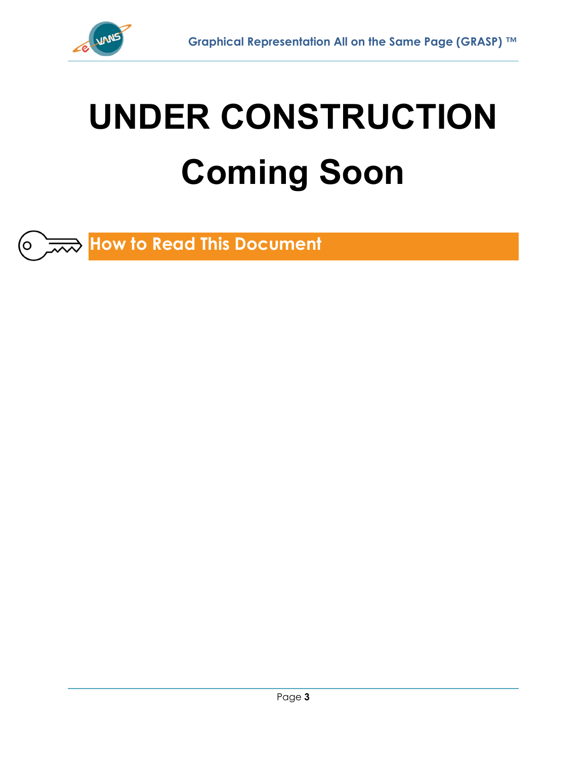# UNDER CONSTRUCTION

# Coming Soon

## How to Read This Document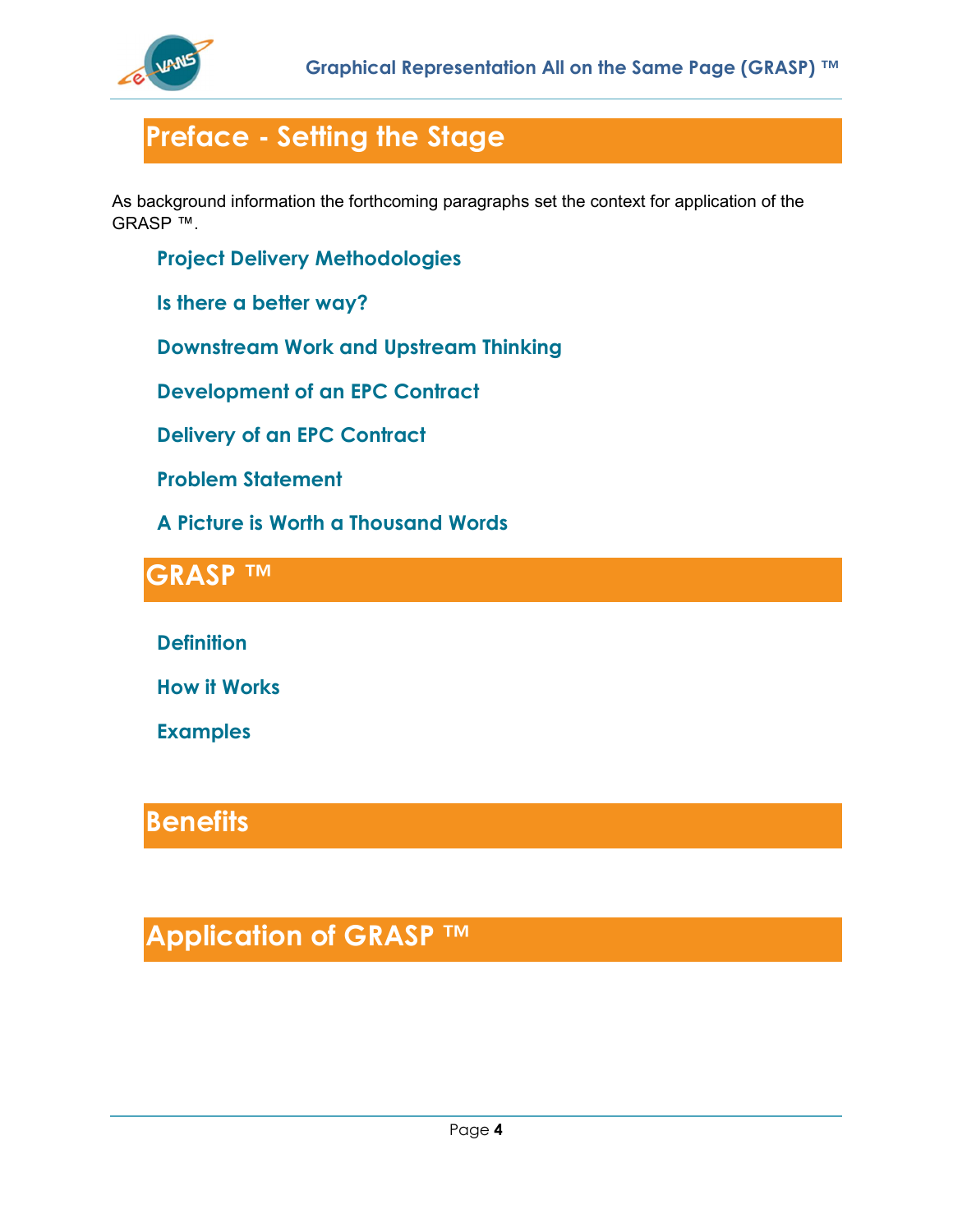# Preface - Setting the Stage

As background information the forthcoming paragraphs set the context for application of the GRASP ™.

### Project Delivery Methodologies

### Is there a better way?

### Downstream Work and Upstream Thinking

### Development of an EPC Contract

### Delivery of an EPC Contract

### Problem Statement

### A Picture is Worth a Thousand Words

# GRASP ™

### Definition

### How it Works

### Examples

# Benefits

# Application of GRASP ™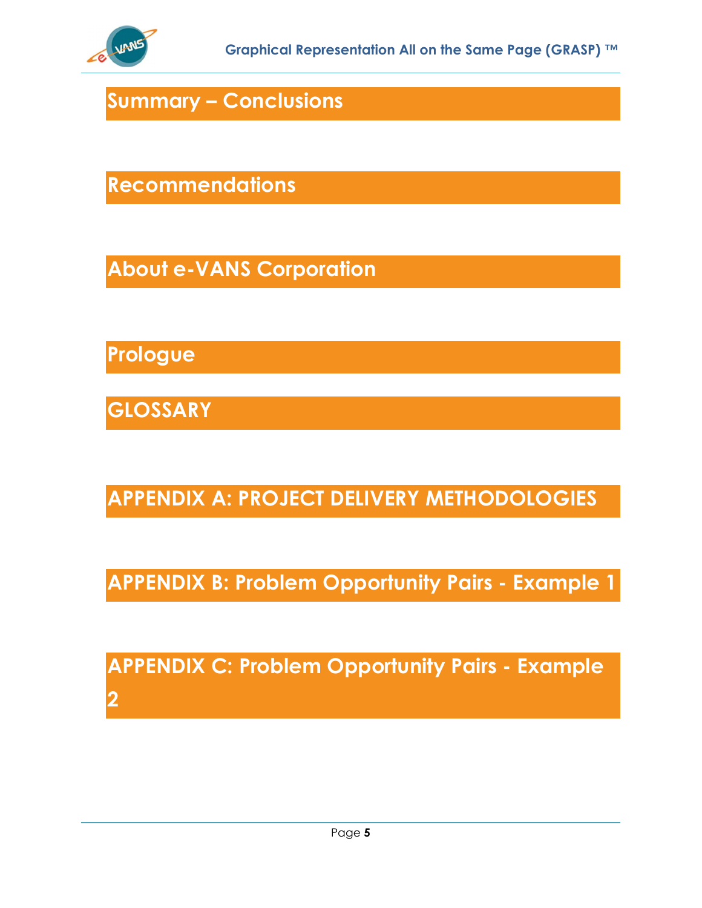## Summary – Conclusions

## Recommendations

## About e-VANS Corporation

## Prologue

## GLOSSARY

## APPENDIX A: PROJECT DELIVERY METHODOLOGIES

## APPENDIX B: Problem Opportunity Pairs - Example 1

## APPENDIX C: Problem Opportunity Pairs - Example 2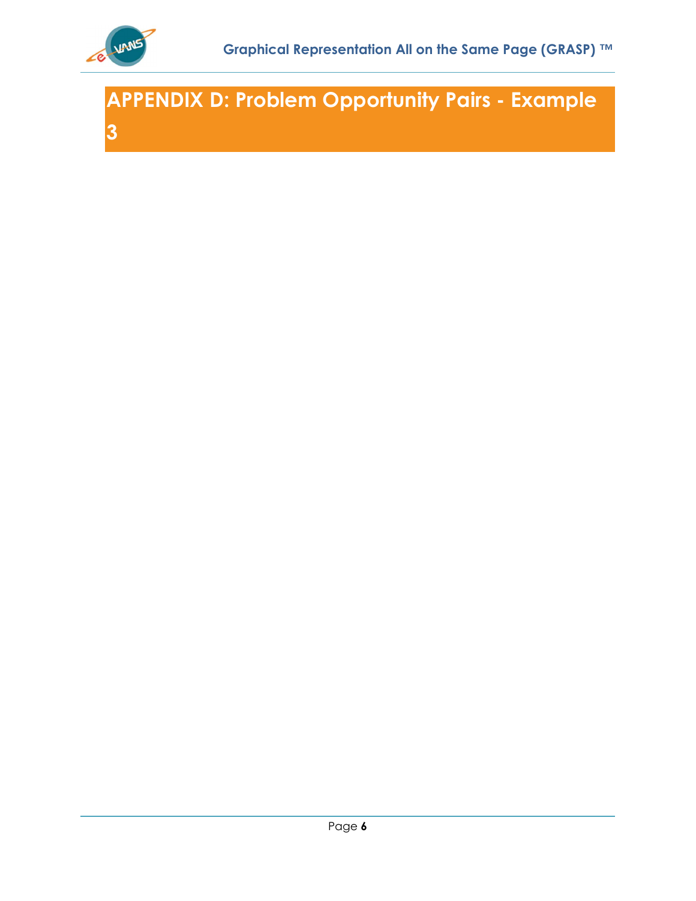# APPENDIX D: Problem Opportunity Pairs - Example 3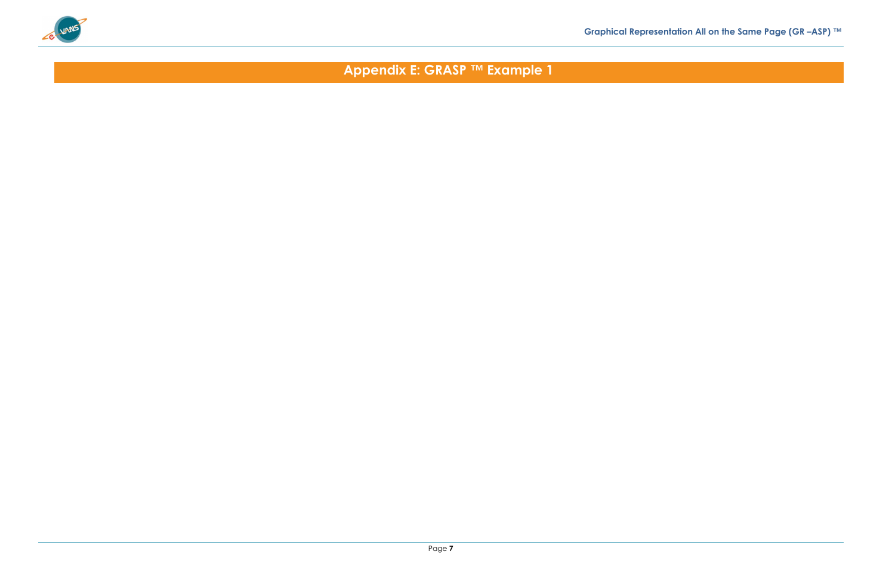# Appendix E: GRASP ™ Example 1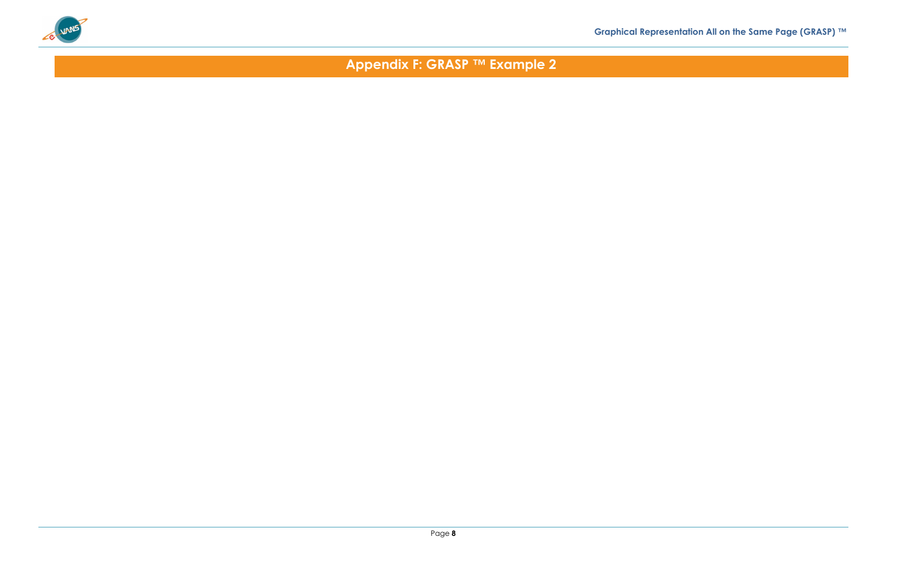# Appendix F: GRASP ™ Example 2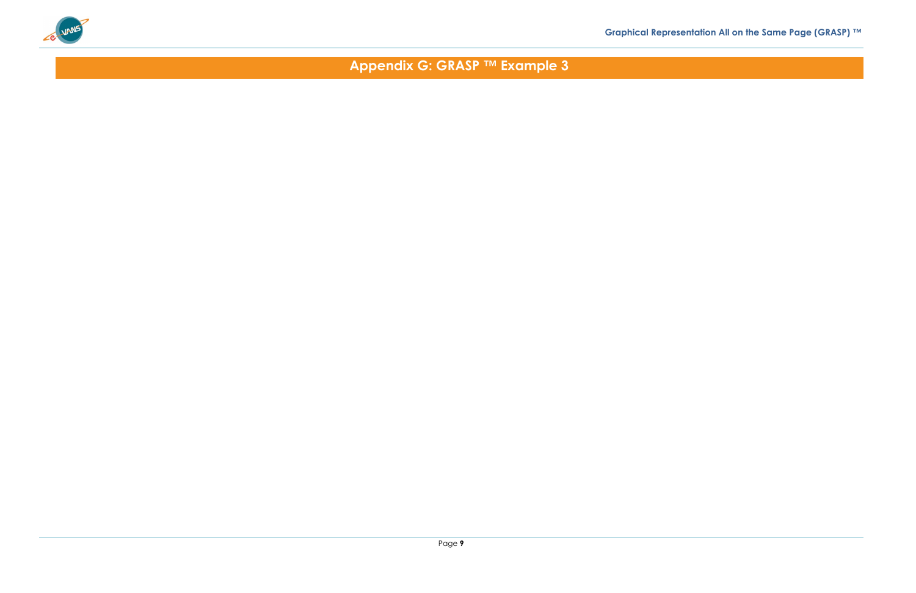# Appendix G: GRASP ™ Example 3